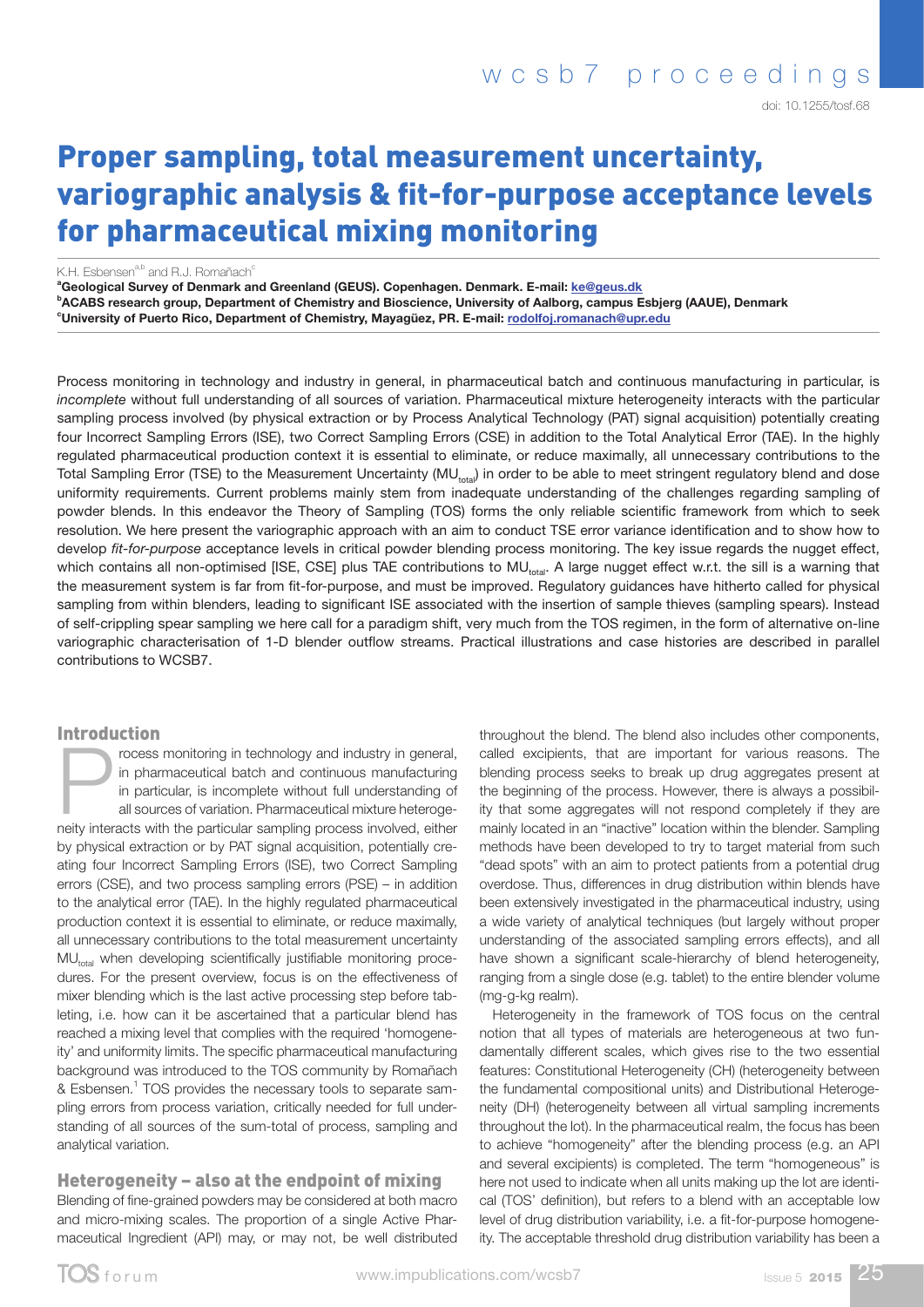# Proper sampling, total measurement uncertainty, variographic analysis & fit-for-purpose acceptance levels for pharmaceutical mixing monitoring

doi: 10.1255/tosf.68

K.H. Esbensen[a,b] and R.J. Romañach[c]

[a]**Geological Survey of Denmark and Greenland (GEUS). Copenhagen. Denmark. E-mail: ke@geus.dk**
[b]**ACABS research group, Department of Chemistry and Bioscience, University of Aalborg, campus Esbjerg (AAUE), Denmark**
[c]**University of Puerto Rico, Department of Chemistry, Mayagüez, PR. E-mail: rodolfoj.romanach@upr.edu**

Process monitoring in technology and industry in general, in pharmaceutical batch and continuous manufacturing in particular, is *incomplete* without full understanding of all sources of variation. Pharmaceutical mixture heterogeneity interacts with the particular sampling process involved (by physical extraction or by Process Analytical Technology (PAT) signal acquisition) potentially creating four Incorrect Sampling Errors (ISE), two Correct Sampling Errors (CSE) in addition to the Total Analytical Error (TAE). In the highly regulated pharmaceutical production context it is essential to eliminate, or reduce maximally, all unnecessary contributions to the Total Sampling Error (TSE) to the Measurement Uncertainty ($MU_{total}$) in order to be able to meet stringent regulatory blend and dose uniformity requirements. Current problems mainly stem from inadequate understanding of the challenges regarding sampling of powder blends. In this endeavor the Theory of Sampling (TOS) forms the only reliable scientific framework from which to seek resolution. We here present the variographic approach with an aim to conduct TSE error variance identification and to show how to develop *fit-for-purpose* acceptance levels in critical powder blending process monitoring. The key issue regards the nugget effect, which contains all non-optimised [ISE, CSE] plus TAE contributions to $MU_{total}$. A large nugget effect w.r.t. the sill is a warning that the measurement system is far from fit-for-purpose, and must be improved. Regulatory guidances have hitherto called for physical sampling from within blenders, leading to significant ISE associated with the insertion of sample thieves (sampling spears). Instead of self-crippling spear sampling we here call for a paradigm shift, very much from the TOS regimen, in the form of alternative on-line variographic characterisation of 1-D blender outflow streams. Practical illustrations and case histories are described in parallel contributions to WCSB7.

## Introduction

Process monitoring in technology and industry in general, in pharmaceutical batch and continuous manufacturing in particular, is incomplete without full understanding of all sources of variation. Pharmaceutical mixture heterogeneity interacts with the particular sampling process involved, either by physical extraction or by PAT signal acquisition, potentially creating four Incorrect Sampling Errors (ISE), two Correct Sampling errors (CSE), and two process sampling errors (PSE) – in addition to the analytical error (TAE). In the highly regulated pharmaceutical production context it is essential to eliminate, or reduce maximally, all unnecessary contributions to the total measurement uncertainty $MU_{total}$ when developing scientifically justifiable monitoring procedures. For the present overview, focus is on the effectiveness of mixer blending which is the last active processing step before tableting, i.e. how can it be ascertained that a particular blend has reached a mixing level that complies with the required 'homogeneity' and uniformity limits. The specific pharmaceutical manufacturing background was introduced to the TOS community by Romañach & Esbensen.[1] TOS provides the necessary tools to separate sampling errors from process variation, critically needed for full understanding of all sources of the sum-total of process, sampling and analytical variation.

## Heterogeneity – also at the endpoint of mixing

Blending of fine-grained powders may be considered at both macro and micro-mixing scales. The proportion of a single Active Pharmaceutical Ingredient (API) may, or may not, be well distributed throughout the blend. The blend also includes other components, called excipients, that are important for various reasons. The blending process seeks to break up drug aggregates present at the beginning of the process. However, there is always a possibility that some aggregates will not respond completely if they are mainly located in an "inactive" location within the blender. Sampling methods have been developed to try to target material from such "dead spots" with an aim to protect patients from a potential drug overdose. Thus, differences in drug distribution within blends have been extensively investigated in the pharmaceutical industry, using a wide variety of analytical techniques (but largely without proper understanding of the associated sampling errors effects), and all have shown a significant scale-hierarchy of blend heterogeneity, ranging from a single dose (e.g. tablet) to the entire blender volume (mg-g-kg realm).

Heterogeneity in the framework of TOS focus on the central notion that all types of materials are heterogeneous at two fundamentally different scales, which gives rise to the two essential features: Constitutional Heterogeneity (CH) (heterogeneity between the fundamental compositional units) and Distributional Heterogeneity (DH) (heterogeneity between all virtual sampling increments throughout the lot). In the pharmaceutical realm, the focus has been to achieve "homogeneity" after the blending process (e.g. an API and several excipients) is completed. The term "homogeneous" is here not used to indicate when all units making up the lot are identical (TOS' definition), but refers to a blend with an acceptable low level of drug distribution variability, i.e. a fit-for-purpose homogeneity. The acceptable threshold drug distribution variability has been a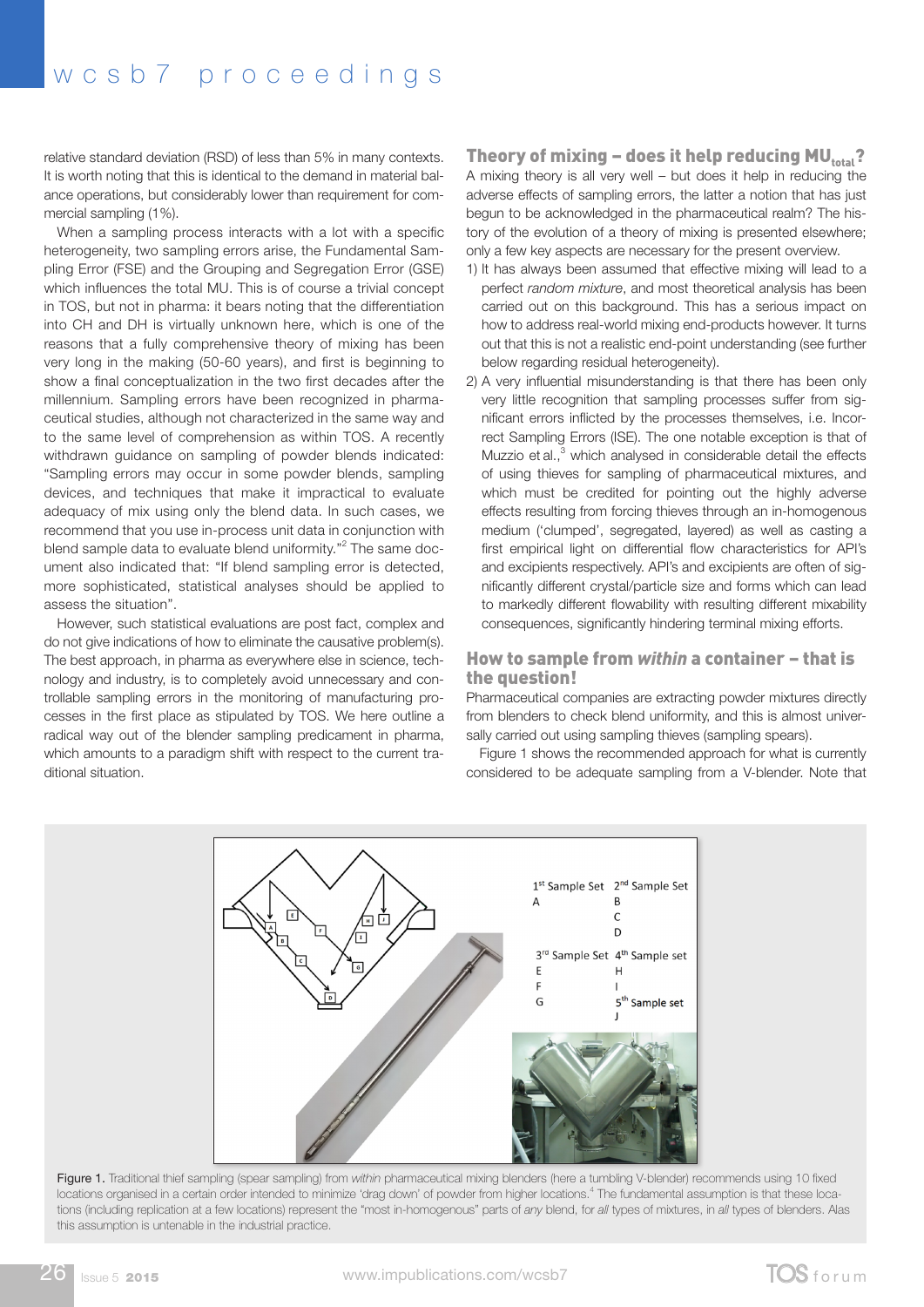relative standard deviation (RSD) of less than 5% in many contexts. It is worth noting that this is identical to the demand in material balance operations, but considerably lower than requirement for commercial sampling (1%).

When a sampling process interacts with a lot with a specific heterogeneity, two sampling errors arise, the Fundamental Sampling Error (FSE) and the Grouping and Segregation Error (GSE) which influences the total MU. This is of course a trivial concept in TOS, but not in pharma: it bears noting that the differentiation into CH and DH is virtually unknown here, which is one of the reasons that a fully comprehensive theory of mixing has been very long in the making (50-60 years), and first is beginning to show a final conceptualization in the two first decades after the millennium. Sampling errors have been recognized in pharmaceutical studies, although not characterized in the same way and to the same level of comprehension as within TOS. A recently withdrawn guidance on sampling of powder blends indicated: "Sampling errors may occur in some powder blends, sampling devices, and techniques that make it impractical to evaluate adequacy of mix using only the blend data. In such cases, we recommend that you use in-process unit data in conjunction with blend sample data to evaluate blend uniformity."[2] The same document also indicated that: "If blend sampling error is detected, more sophisticated, statistical analyses should be applied to assess the situation".

However, such statistical evaluations are post fact, complex and do not give indications of how to eliminate the causative problem(s). The best approach, in pharma as everywhere else in science, technology and industry, is to completely avoid unnecessary and controllable sampling errors in the monitoring of manufacturing processes in the first place as stipulated by TOS. We here outline a radical way out of the blender sampling predicament in pharma, which amounts to a paradigm shift with respect to the current traditional situation.

## Theory of mixing – does it help reducing $MU_{total}$?

A mixing theory is all very well – but does it help in reducing the adverse effects of sampling errors, the latter a notion that has just begun to be acknowledged in the pharmaceutical realm? The history of the evolution of a theory of mixing is presented elsewhere; only a few key aspects are necessary for the present overview.

1) It has always been assumed that effective mixing will lead to a perfect *random mixture*, and most theoretical analysis has been carried out on this background. This has a serious impact on how to address real-world mixing end-products however. It turns out that this is not a realistic end-point understanding (see further below regarding residual heterogeneity).
2) A very influential misunderstanding is that there has been only very little recognition that sampling processes suffer from significant errors inflicted by the processes themselves, i.e. Incorrect Sampling Errors (ISE). The one notable exception is that of Muzzio et al.,[3] which analysed in considerable detail the effects of using thieves for sampling of pharmaceutical mixtures, and which must be credited for pointing out the highly adverse effects resulting from forcing thieves through an in-homogenous medium ('clumped', segregated, layered) as well as casting a first empirical light on differential flow characteristics for API's and excipients respectively. API's and excipients are often of significantly different crystal/particle size and forms which can lead to markedly different flowability with resulting different mixability consequences, significantly hindering terminal mixing efforts.

## How to sample from *within* a container – that is the question!

Pharmaceutical companies are extracting powder mixtures directly from blenders to check blend uniformity, and this is almost universally carried out using sampling thieves (sampling spears).

Figure 1 shows the recommended approach for what is currently considered to be adequate sampling from a V-blender. Note that

| 1st Sample Set | 2nd Sample Set |
| --- | --- |
| A | B |
| | C |
| | D |
| **3rd Sample Set** | **4th Sample set** |
| E | H |
| F | I |
| G | **5th Sample set** |
| | J |

Figure 1. Traditional thief sampling (spear sampling) from *within* pharmaceutical mixing blenders (here a tumbling V-blender) recommends using 10 fixed locations organised in a certain order intended to minimize 'drag down' of powder from higher locations.[4] The fundamental assumption is that these locations (including replication at a few locations) represent the "most in-homogenous" parts of *any* blend, for *all* types of mixtures, in *all* types of blenders. Alas this assumption is untenable in the industrial practice.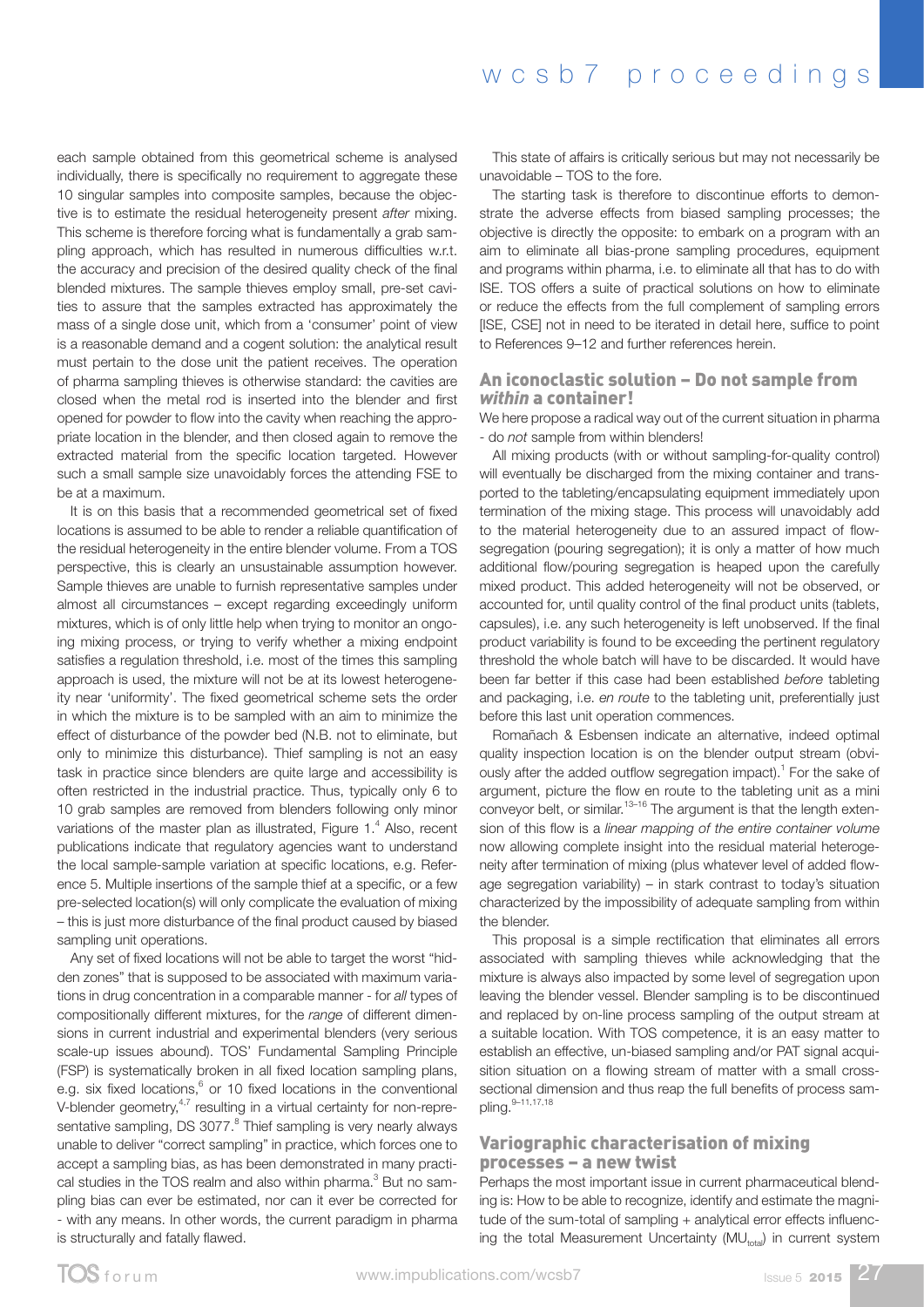each sample obtained from this geometrical scheme is analysed individually, there is specifically no requirement to aggregate these 10 singular samples into composite samples, because the objective is to estimate the residual heterogeneity present *after* mixing. This scheme is therefore forcing what is fundamentally a grab sampling approach, which has resulted in numerous difficulties w.r.t. the accuracy and precision of the desired quality check of the final blended mixtures. The sample thieves employ small, pre-set cavities to assure that the samples extracted has approximately the mass of a single dose unit, which from a 'consumer' point of view is a reasonable demand and a cogent solution: the analytical result must pertain to the dose unit the patient receives. The operation of pharma sampling thieves is otherwise standard: the cavities are closed when the metal rod is inserted into the blender and first opened for powder to flow into the cavity when reaching the appropriate location in the blender, and then closed again to remove the extracted material from the specific location targeted. However such a small sample size unavoidably forces the attending FSE to be at a maximum.

It is on this basis that a recommended geometrical set of fixed locations is assumed to be able to render a reliable quantification of the residual heterogeneity in the entire blender volume. From a TOS perspective, this is clearly an unsustainable assumption however. Sample thieves are unable to furnish representative samples under almost all circumstances – except regarding exceedingly uniform mixtures, which is of only little help when trying to monitor an ongoing mixing process, or trying to verify whether a mixing endpoint satisfies a regulation threshold, i.e. most of the times this sampling approach is used, the mixture will not be at its lowest heterogeneity near 'uniformity'. The fixed geometrical scheme sets the order in which the mixture is to be sampled with an aim to minimize the effect of disturbance of the powder bed (N.B. not to eliminate, but only to minimize this disturbance). Thief sampling is not an easy task in practice since blenders are quite large and accessibility is often restricted in the industrial practice. Thus, typically only 6 to 10 grab samples are removed from blenders following only minor variations of the master plan as illustrated, Figure 1.[4] Also, recent publications indicate that regulatory agencies want to understand the local sample-sample variation at specific locations, e.g. Reference 5. Multiple insertions of the sample thief at a specific, or a few pre-selected location(s) will only complicate the evaluation of mixing – this is just more disturbance of the final product caused by biased sampling unit operations.

Any set of fixed locations will not be able to target the worst "hidden zones" that is supposed to be associated with maximum variations in drug concentration in a comparable manner - for *all* types of compositionally different mixtures, for the *range* of different dimensions in current industrial and experimental blenders (very serious scale-up issues abound). TOS' Fundamental Sampling Principle (FSP) is systematically broken in all fixed location sampling plans, e.g. six fixed locations,[6] or 10 fixed locations in the conventional V-blender geometry,[4,7] resulting in a virtual certainty for non-representative sampling, DS 3077.[8] Thief sampling is very nearly always unable to deliver "correct sampling" in practice, which forces one to accept a sampling bias, as has been demonstrated in many practical studies in the TOS realm and also within pharma.[3] But no sampling bias can ever be estimated, nor can it ever be corrected for - with any means. In other words, the current paradigm in pharma is structurally and fatally flawed.

This state of affairs is critically serious but may not necessarily be unavoidable – TOS to the fore.

The starting task is therefore to discontinue efforts to demonstrate the adverse effects from biased sampling processes; the objective is directly the opposite: to embark on a program with an aim to eliminate all bias-prone sampling procedures, equipment and programs within pharma, i.e. to eliminate all that has to do with ISE. TOS offers a suite of practical solutions on how to eliminate or reduce the effects from the full complement of sampling errors [ISE, CSE] not in need to be iterated in detail here, suffice to point to References 9–12 and further references herein.

## An iconoclastic solution – Do not sample from *within* a container!

We here propose a radical way out of the current situation in pharma - do *not* sample from within blenders!

All mixing products (with or without sampling-for-quality control) will eventually be discharged from the mixing container and transported to the tableting/encapsulating equipment immediately upon termination of the mixing stage. This process will unavoidably add to the material heterogeneity due to an assured impact of flow-segregation (pouring segregation); it is only a matter of how much additional flow/pouring segregation is heaped upon the carefully mixed product. This added heterogeneity will not be observed, or accounted for, until quality control of the final product units (tablets, capsules), i.e. any such heterogeneity is left unobserved. If the final product variability is found to be exceeding the pertinent regulatory threshold the whole batch will have to be discarded. It would have been far better if this case had been established *before* tableting and packaging, i.e. *en route* to the tableting unit, preferentially just before this last unit operation commences.

Romañach & Esbensen indicate an alternative, indeed optimal quality inspection location is on the blender output stream (obviously after the added outflow segregation impact).[1] For the sake of argument, picture the flow en route to the tableting unit as a mini conveyor belt, or similar.[13–16] The argument is that the length extension of this flow is a *linear mapping of the entire container volume* now allowing complete insight into the residual material heterogeneity after termination of mixing (plus whatever level of added flowage segregation variability) – in stark contrast to today's situation characterized by the impossibility of adequate sampling from within the blender.

This proposal is a simple rectification that eliminates all errors associated with sampling thieves while acknowledging that the mixture is always also impacted by some level of segregation upon leaving the blender vessel. Blender sampling is to be discontinued and replaced by on-line process sampling of the output stream at a suitable location. With TOS competence, it is an easy matter to establish an effective, un-biased sampling and/or PAT signal acquisition situation on a flowing stream of matter with a small cross-sectional dimension and thus reap the full benefits of process sampling.[9–11,17,18]

## Variographic characterisation of mixing processes – a new twist

Perhaps the most important issue in current pharmaceutical blending is: How to be able to recognize, identify and estimate the magnitude of the sum-total of sampling + analytical error effects influencing the total Measurement Uncertainty ($MU_{total}$) in current system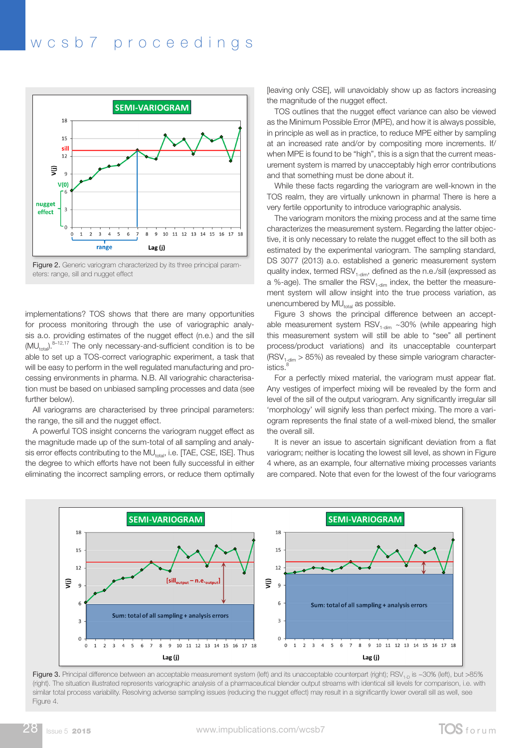Figure 2. Generic variogram characterized by its three principal parameters: range, sill and nugget effect

implementations? TOS shows that there are many opportunities for process monitoring through the use of variographic analysis a.o. providing estimates of the nugget effect (n.e.) and the sill ($MU_{total}$).[8–12,17] The only necessary-and-sufficient condition is to be able to set up a TOS-correct variographic experiment, a task that will be easy to perform in the well regulated manufacturing and processing environments in pharma. N.B. All variograhic characterisation must be based on unbiased sampling processes and data (see further below).

All variograms are characterised by three principal parameters: the range, the sill and the nugget effect.

A powerful TOS insight concerns the variogram nugget effect as the magnitude made up of the sum-total of all sampling and analysis error effects contributing to the $MU_{total}$, i.e. [TAE, CSE, ISE]. Thus the degree to which efforts have not been fully successful in either eliminating the incorrect sampling errors, or reduce them optimally [leaving only CSE], will unavoidably show up as factors increasing the magnitude of the nugget effect.

TOS outlines that the nugget effect variance can also be viewed as the Minimum Possible Error (MPE), and how it is always possible, in principle as well as in practice, to reduce MPE either by sampling at an increased rate and/or by compositing more increments. If/when MPE is found to be "high", this is a sign that the current measurement system is marred by unacceptably high error contributions and that something must be done about it.

While these facts regarding the variogram are well-known in the TOS realm, they are virtually unknown in pharma! There is here a very fertile opportunity to introduce variographic analysis.

The variogram monitors the mixing process and at the same time characterizes the measurement system. Regarding the latter objective, it is only necessary to relate the nugget effect to the sill as estimated by the experimental variogram. The sampling standard, DS 3077 (2013) a.o. established a generic measurement system quality index, termed $RSV_{1\text{-}dim}$, defined as the n.e./sill (expressed as a %-age). The smaller the $RSV_{1\text{-}dim}$ index, the better the measurement system will allow insight into the true process variation, as unencumbered by $MU_{total}$ as possible.

Figure 3 shows the principal difference between an acceptable measurement system $RSV_{1\text{-}dim}$ ~30% (while appearing high this measurement system will still be able to "see" all pertinent process/product variations) and its unacceptable counterpart ($RSV_{1\text{-}dim}$ > 85%) as revealed by these simple variogram characteristics.[8]

For a perfectly mixed material, the variogram must appear flat. Any vestiges of imperfect mixing will be revealed by the form and level of the sill of the output variogram. Any significantly irregular sill 'morphology' will signify less than perfect mixing. The more a variogram represents the final state of a well-mixed blend, the smaller the overall sill.

It is never an issue to ascertain significant deviation from a flat variogram; neither is locating the lowest sill level, as shown in Figure 4 where, as an example, four alternative mixing processes variants are compared. Note that even for the lowest of the four variograms

Figure 3. Principal difference between an acceptable measurement system (left) and its unacceptable counterpart (right); $RSV_{1\text{-}D}$ is ~30% (left), but >85% (right). The situation illustrated represents variographic analysis of a pharmaceutical blender output streams with identical sill levels for comparison, i.e. with similar total process variability. Resolving adverse sampling issues (reducing the nugget effect) may result in a significantly lower overall sill as well, see Figure 4.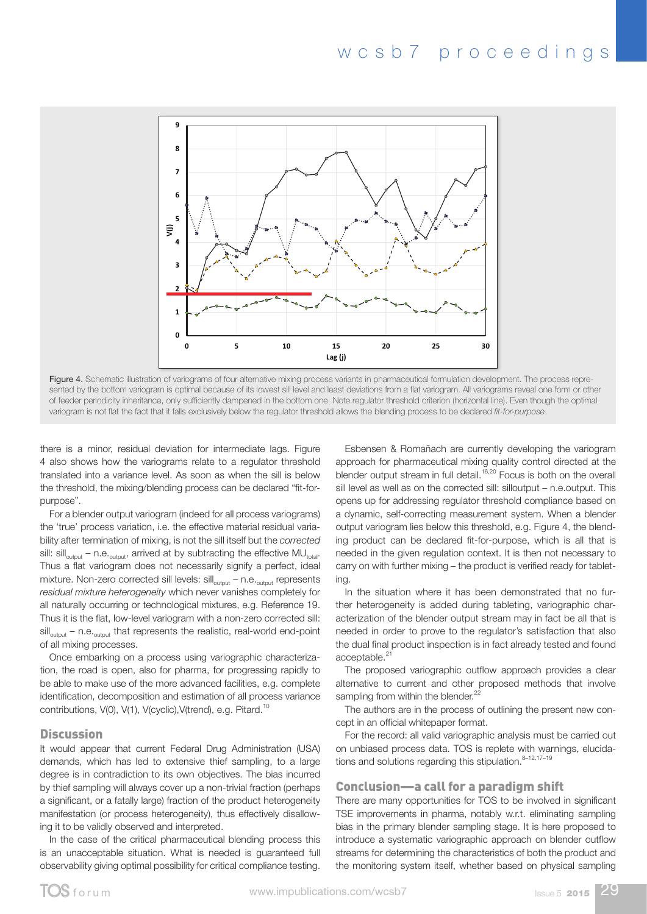Figure 4. Schematic illustration of variograms of four alternative mixing process variants in pharmaceutical formulation development. The process represented by the bottom variogram is optimal because of its lowest sill level and least deviations from a flat variogram. All variograms reveal one form or other of feeder periodicity inheritance, only sufficiently dampened in the bottom one. Note regulator threshold criterion (horizontal line). Even though the optimal variogram is not flat the fact that it falls exclusively below the regulator threshold allows the blending process to be declared *fit-for-purpose*.

there is a minor, residual deviation for intermediate lags. Figure 4 also shows how the variograms relate to a regulator threshold translated into a variance level. As soon as when the sill is below the threshold, the mixing/blending process can be declared "fit-for-purpose".

For a blender output variogram (indeed for all process variograms) the 'true' process variation, i.e. the effective material residual variability after termination of mixing, is not the sill itself but the *corrected* sill: $sill_{output}$ – $n.e._{output}$, arrived at by subtracting the effective $MU_{total}$. Thus a flat variogram does not necessarily signify a perfect, ideal mixture. Non-zero corrected sill levels: $sill_{output}$ – $n.e._{output}$ represents *residual mixture heterogeneity* which never vanishes completely for all naturally occurring or technological mixtures, e.g. Reference 19. Thus it is the flat, low-level variogram with a non-zero corrected sill: $sill_{output}$ – $n.e._{output}$ that represents the realistic, real-world end-point of all mixing processes.

Once embarking on a process using variographic characterization, the road is open, also for pharma, for progressing rapidly to be able to make use of the more advanced facilities, e.g. complete identification, decomposition and estimation of all process variance contributions, V(0), V(1), V(cyclic),V(trend), e.g. Pitard.[10]

## Discussion

It would appear that current Federal Drug Administration (USA) demands, which has led to extensive thief sampling, to a large degree is in contradiction to its own objectives. The bias incurred by thief sampling will always cover up a non-trivial fraction (perhaps a significant, or a fatally large) fraction of the product heterogeneity manifestation (or process heterogeneity), thus effectively disallowing it to be validly observed and interpreted.

In the case of the critical pharmaceutical blending process this is an unacceptable situation. What is needed is guaranteed full observability giving optimal possibility for critical compliance testing.

Esbensen & Romañach are currently developing the variogram approach for pharmaceutical mixing quality control directed at the blender output stream in full detail.[16,20] Focus is both on the overall sill level as well as on the corrected sill: silloutput – n.e.output. This opens up for addressing regulator threshold compliance based on a dynamic, self-correcting measurement system. When a blender output variogram lies below this threshold, e.g. Figure 4, the blending product can be declared fit-for-purpose, which is all that is needed in the given regulation context. It is then not necessary to carry on with further mixing – the product is verified ready for tableting.

In the situation where it has been demonstrated that no further heterogeneity is added during tableting, variographic characterization of the blender output stream may in fact be all that is needed in order to prove to the regulator's satisfaction that also the dual final product inspection is in fact already tested and found acceptable.[21]

The proposed variographic outflow approach provides a clear alternative to current and other proposed methods that involve sampling from within the blender.[22]

The authors are in the process of outlining the present new concept in an official whitepaper format.

For the record: all valid variographic analysis must be carried out on unbiased process data. TOS is replete with warnings, elucidations and solutions regarding this stipulation.[8–12,17–19]

## Conclusion—a call for a paradigm shift

There are many opportunities for TOS to be involved in significant TSE improvements in pharma, notably w.r.t. eliminating sampling bias in the primary blender sampling stage. It is here proposed to introduce a systematic variographic approach on blender outflow streams for determining the characteristics of both the product and the monitoring system itself, whether based on physical sampling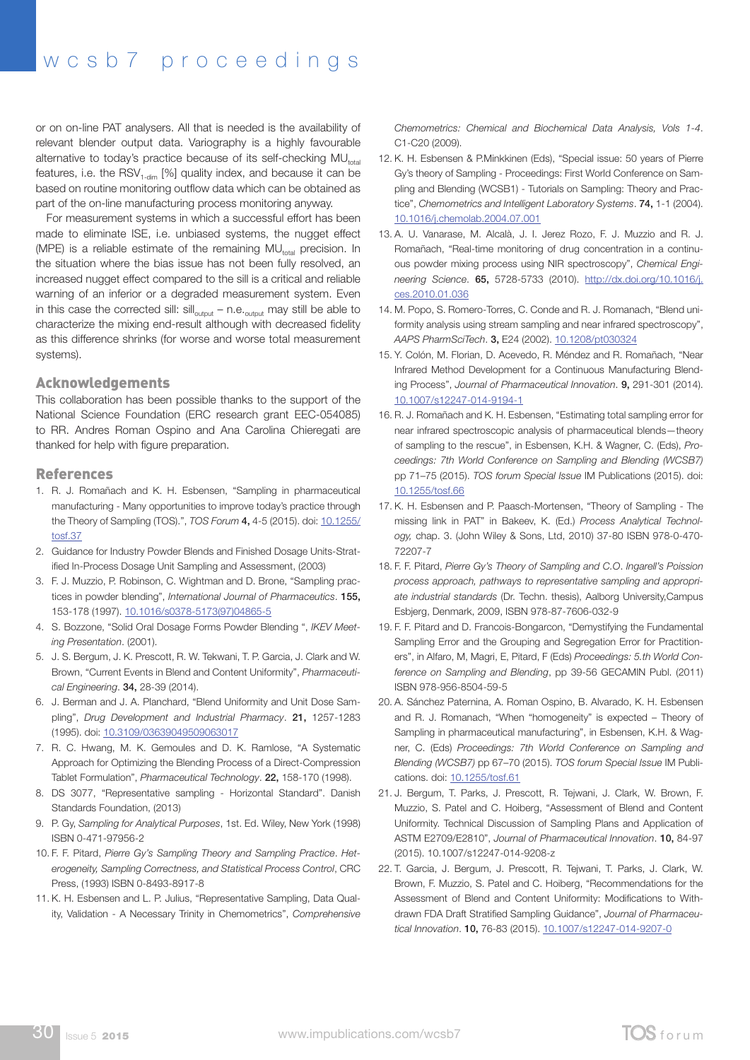or on on-line PAT analysers. All that is needed is the availability of relevant blender output data. Variography is a highly favourable alternative to today's practice because of its self-checking $MU_{total}$ features, i.e. the $RSV_{1\text{-}dim}$ [%] quality index, and because it can be based on routine monitoring outflow data which can be obtained as part of the on-line manufacturing process monitoring anyway.

For measurement systems in which a successful effort has been made to eliminate ISE, i.e. unbiased systems, the nugget effect (MPE) is a reliable estimate of the remaining $MU_{total}$ precision. In the situation where the bias issue has not been fully resolved, an increased nugget effect compared to the sill is a critical and reliable warning of an inferior or a degraded measurement system. Even in this case the corrected sill: $sill_{output} - n.e._{output}$ may still be able to characterize the mixing end-result although with decreased fidelity as this difference shrinks (for worse and worse total measurement systems).

## Acknowledgements

This collaboration has been possible thanks to the support of the National Science Foundation (ERC research grant EEC-054085) to RR. Andres Roman Ospino and Ana Carolina Chieregati are thanked for help with figure preparation.

## References

1. R. J. Romañach and K. H. Esbensen, "Sampling in pharmaceutical manufacturing - Many opportunities to improve today's practice through the Theory of Sampling (TOS).", *TOS Forum* **4,** 4-5 (2015). doi: 10.1255/tosf.37
2. Guidance for Industry Powder Blends and Finished Dosage Units-Stratified In-Process Dosage Unit Sampling and Assessment, (2003)
3. F. J. Muzzio, P. Robinson, C. Wightman and D. Brone, "Sampling practices in powder blending", *International Journal of Pharmaceutics*. **155,** 153-178 (1997). 10.1016/s0378-5173(97)04865-5
4. S. Bozzone, "Solid Oral Dosage Forms Powder Blending ", *IKEV Meeting Presentation*. (2001).
5. J. S. Bergum, J. K. Prescott, R. W. Tekwani, T. P. Garcia, J. Clark and W. Brown, "Current Events in Blend and Content Uniformity", *Pharmaceutical Engineering*. **34,** 28-39 (2014).
6. J. Berman and J. A. Planchard, "Blend Uniformity and Unit Dose Sampling", *Drug Development and Industrial Pharmacy*. **21**, 1257-1283 (1995). doi: 10.3109/03639049509063017
7. R. C. Hwang, M. K. Gemoules and D. K. Ramlose, "A Systematic Approach for Optimizing the Blending Process of a Direct-Compression Tablet Formulation", *Pharmaceutical Technology*. **22,** 158-170 (1998).
8. DS 3077, "Representative sampling - Horizontal Standard". Danish Standards Foundation, (2013)
9. P. Gy, *Sampling for Analytical Purposes*, 1st. Ed. Wiley, New York (1998) ISBN 0-471-97956-2
10. F. F. Pitard, *Pierre Gy's Sampling Theory and Sampling Practice*. *Heterogeneity, Sampling Correctness, and Statistical Process Control*, CRC Press, (1993) ISBN 0-8493-8917-8
11. K. H. Esbensen and L. P. Julius, "Representative Sampling, Data Quality, Validation - A Necessary Trinity in Chemometrics", *Comprehensive Chemometrics: Chemical and Biochemical Data Analysis, Vols 1-4*. C1-C20 (2009).
12. K. H. Esbensen & P.Minkkinen (Eds), "Special issue: 50 years of Pierre Gy's theory of Sampling - Proceedings: First World Conference on Sampling and Blending (WCSB1) - Tutorials on Sampling: Theory and Practice", *Chemometrics and Intelligent Laboratory Systems*. **74,** 1-1 (2004). 10.1016/j.chemolab.2004.07.001
13. A. U. Vanarase, M. Alcalà, J. I. Jerez Rozo, F. J. Muzzio and R. J. Romañach, "Real-time monitoring of drug concentration in a continuous powder mixing process using NIR spectroscopy", *Chemical Engineering Science*. **65,** 5728-5733 (2010). http://dx.doi.org/10.1016/j.ces.2010.01.036
14. M. Popo, S. Romero-Torres, C. Conde and R. J. Romanach, "Blend uniformity analysis using stream sampling and near infrared spectroscopy", *AAPS PharmSciTech*. **3,** E24 (2002). 10.1208/pt030324
15. Y. Colón, M. Florian, D. Acevedo, R. Méndez and R. Romañach, "Near Infrared Method Development for a Continuous Manufacturing Blending Process", *Journal of Pharmaceutical Innovation*. **9,** 291-301 (2014). 10.1007/s12247-014-9194-1
16. R. J. Romañach and K. H. Esbensen, "Estimating total sampling error for near infrared spectroscopic analysis of pharmaceutical blends—theory of sampling to the rescue", in Esbensen, K.H. & Wagner, C. (Eds), *Proceedings: 7th World Conference on Sampling and Blending (WCSB7)* pp 71–75 (2015). *TOS forum Special Issue* IM Publications (2015). doi: 10.1255/tosf.66
17. K. H. Esbensen and P. Paasch-Mortensen, "Theory of Sampling - The missing link in PAT" in Bakeev, K. (Ed.) *Process Analytical Technology,* chap. 3. (John Wiley & Sons, Ltd, 2010) 37-80 ISBN 978-0-470-72207-7
18. F. F. Pitard, *Pierre Gy's Theory of Sampling and C.O. Ingarell's Poission process approach, pathways to representative sampling and appropriate industrial standards* (Dr. Techn. thesis), Aalborg University,Campus Esbjerg, Denmark, 2009, ISBN 978-87-7606-032-9
19. F. F. Pitard and D. Francois-Bongarcon, "Demystifying the Fundamental Sampling Error and the Grouping and Segregation Error for Practitioners", in Alfaro, M, Magri, E, Pitard, F (Eds) *Proceedings: 5.th World Conference on Sampling and Blending*, pp 39-56 GECAMIN Publ. (2011) ISBN 978-956-8504-59-5
20. A. Sánchez Paternina, A. Roman Ospino, B. Alvarado, K. H. Esbensen and R. J. Romanach, "When "homogeneity" is expected – Theory of Sampling in pharmaceutical manufacturing", in Esbensen, K.H. & Wagner, C. (Eds) *Proceedings: 7th World Conference on Sampling and Blending (WCSB7)* pp 67–70 (2015). *TOS forum Special Issue* IM Publications. doi: 10.1255/tosf.61
21. J. Bergum, T. Parks, J. Prescott, R. Tejwani, J. Clark, W. Brown, F. Muzzio, S. Patel and C. Hoiberg, "Assessment of Blend and Content Uniformity. Technical Discussion of Sampling Plans and Application of ASTM E2709/E2810", *Journal of Pharmaceutical Innovation*. **10,** 84-97 (2015). 10.1007/s12247-014-9208-z
22. T. Garcia, J. Bergum, J. Prescott, R. Tejwani, T. Parks, J. Clark, W. Brown, F. Muzzio, S. Patel and C. Hoiberg, "Recommendations for the Assessment of Blend and Content Uniformity: Modifications to Withdrawn FDA Draft Stratified Sampling Guidance", *Journal of Pharmaceutical Innovation*. **10,** 76-83 (2015). 10.1007/s12247-014-9207-0